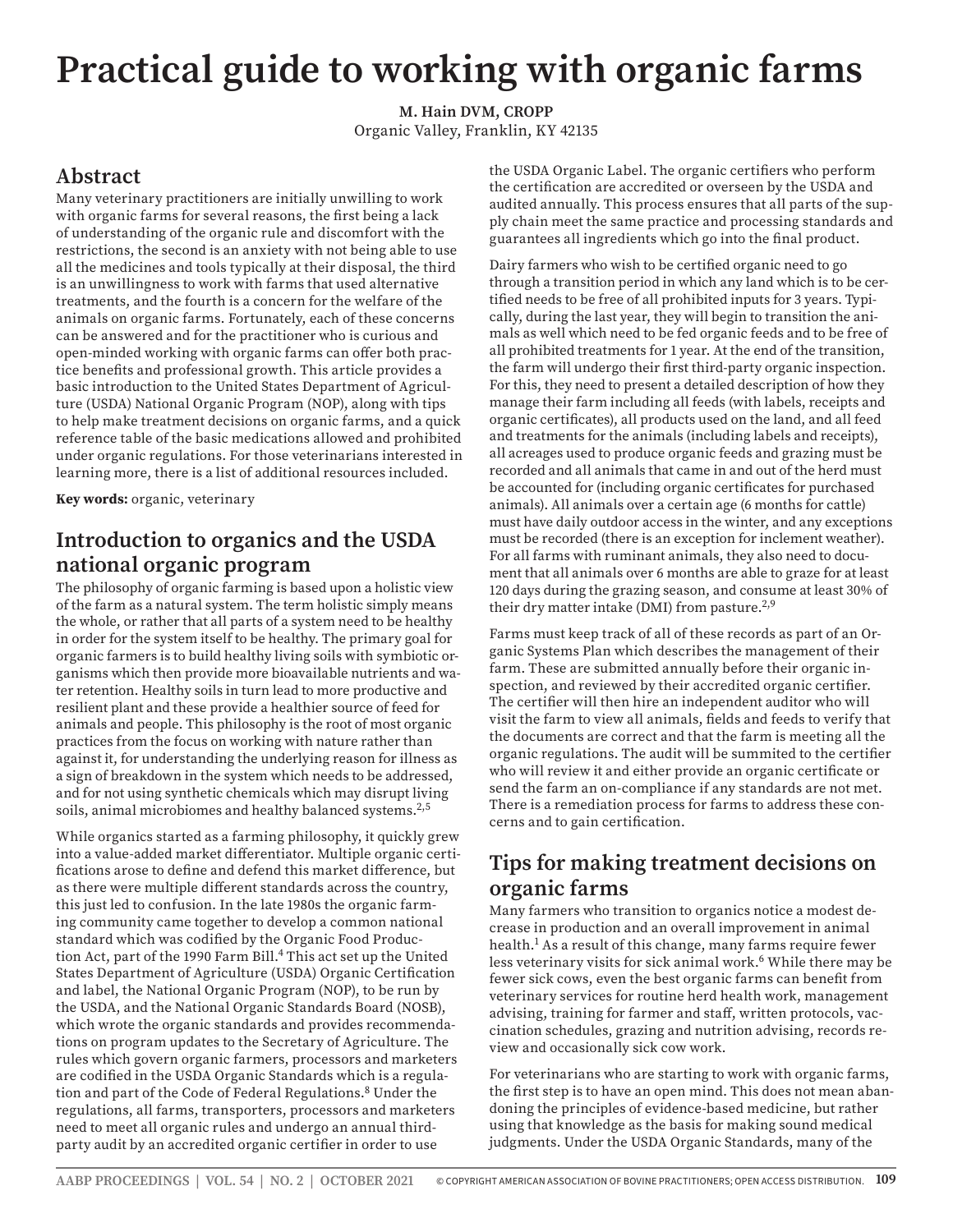# Practical guide to working with organic farms

**M. Hain DVM, CROPP**
Organic Valley, Franklin, KY 42135

## Abstract

Many veterinary practitioners are initially unwilling to work with organic farms for several reasons, the first being a lack of understanding of the organic rule and discomfort with the restrictions, the second is an anxiety with not being able to use all the medicines and tools typically at their disposal, the third is an unwillingness to work with farms that used alternative treatments, and the fourth is a concern for the welfare of the animals on organic farms. Fortunately, each of these concerns can be answered and for the practitioner who is curious and open-minded working with organic farms can offer both practice benefits and professional growth. This article provides a basic introduction to the United States Department of Agriculture (USDA) National Organic Program (NOP), along with tips to help make treatment decisions on organic farms, and a quick reference table of the basic medications allowed and prohibited under organic regulations. For those veterinarians interested in learning more, there is a list of additional resources included.

**Key words:** organic, veterinary

## Introduction to organics and the USDA national organic program

The philosophy of organic farming is based upon a holistic view of the farm as a natural system. The term holistic simply means the whole, or rather that all parts of a system need to be healthy in order for the system itself to be healthy. The primary goal for organic farmers is to build healthy living soils with symbiotic organisms which then provide more bioavailable nutrients and water retention. Healthy soils in turn lead to more productive and resilient plant and these provide a healthier source of feed for animals and people. This philosophy is the root of most organic practices from the focus on working with nature rather than against it, for understanding the underlying reason for illness as a sign of breakdown in the system which needs to be addressed, and for not using synthetic chemicals which may disrupt living soils, animal microbiomes and healthy balanced systems.[2,5]

While organics started as a farming philosophy, it quickly grew into a value-added market differentiator. Multiple organic certifications arose to define and defend this market difference, but as there were multiple different standards across the country, this just led to confusion. In the late 1980s the organic farming community came together to develop a common national standard which was codified by the Organic Food Production Act, part of the 1990 Farm Bill.[4] This act set up the United States Department of Agriculture (USDA) Organic Certification and label, the National Organic Program (NOP), to be run by the USDA, and the National Organic Standards Board (NOSB), which wrote the organic standards and provides recommendations on program updates to the Secretary of Agriculture. The rules which govern organic farmers, processors and marketers are codified in the USDA Organic Standards which is a regulation and part of the Code of Federal Regulations.[8] Under the regulations, all farms, transporters, processors and marketers need to meet all organic rules and undergo an annual third-party audit by an accredited organic certifier in order to use the USDA Organic Label. The organic certifiers who perform the certification are accredited or overseen by the USDA and audited annually. This process ensures that all parts of the supply chain meet the same practice and processing standards and guarantees all ingredients which go into the final product.

Dairy farmers who wish to be certified organic need to go through a transition period in which any land which is to be certified needs to be free of all prohibited inputs for 3 years. Typically, during the last year, they will begin to transition the animals as well which need to be fed organic feeds and to be free of all prohibited treatments for 1 year. At the end of the transition, the farm will undergo their first third-party organic inspection. For this, they need to present a detailed description of how they manage their farm including all feeds (with labels, receipts and organic certificates), all products used on the land, and all feed and treatments for the animals (including labels and receipts), all acreages used to produce organic feeds and grazing must be recorded and all animals that came in and out of the herd must be accounted for (including organic certificates for purchased animals). All animals over a certain age (6 months for cattle) must have daily outdoor access in the winter, and any exceptions must be recorded (there is an exception for inclement weather). For all farms with ruminant animals, they also need to document that all animals over 6 months are able to graze for at least 120 days during the grazing season, and consume at least 30% of their dry matter intake (DMI) from pasture.[2,9]

Farms must keep track of all of these records as part of an Organic Systems Plan which describes the management of their farm. These are submitted annually before their organic inspection, and reviewed by their accredited organic certifier. The certifier will then hire an independent auditor who will visit the farm to view all animals, fields and feeds to verify that the documents are correct and that the farm is meeting all the organic regulations. The audit will be summited to the certifier who will review it and either provide an organic certificate or send the farm an on-compliance if any standards are not met. There is a remediation process for farms to address these concerns and to gain certification.

## Tips for making treatment decisions on organic farms

Many farmers who transition to organics notice a modest decrease in production and an overall improvement in animal health.[1] As a result of this change, many farms require fewer less veterinary visits for sick animal work.[6] While there may be fewer sick cows, even the best organic farms can benefit from veterinary services for routine herd health work, management advising, training for farmer and staff, written protocols, vaccination schedules, grazing and nutrition advising, records review and occasionally sick cow work.

For veterinarians who are starting to work with organic farms, the first step is to have an open mind. This does not mean abandoning the principles of evidence-based medicine, but rather using that knowledge as the basis for making sound medical judgments. Under the USDA Organic Standards, many of the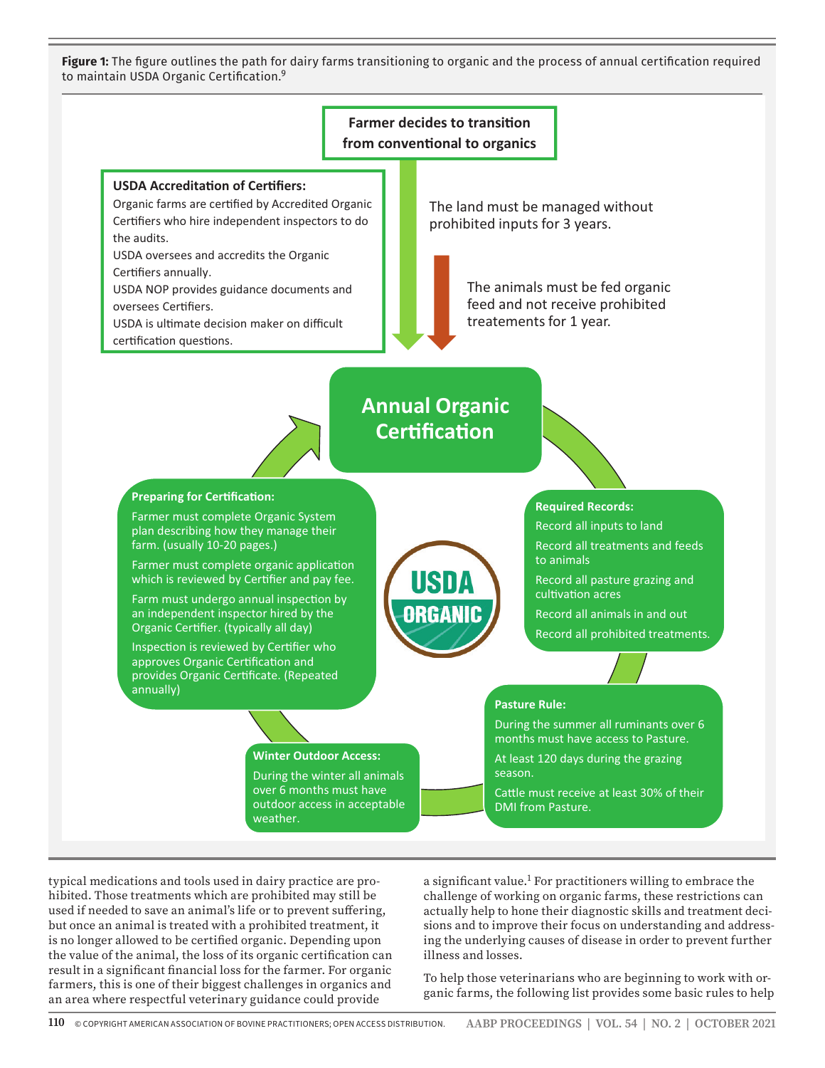**Figure 1:** The figure outlines the path for dairy farms transitioning to organic and the process of annual certification required to maintain USDA Organic Certification.[9]

**Farmer decides to transition from conventional to organics**

The land must be managed without prohibited inputs for 3 years.

The animals must be fed organic feed and not receive prohibited treatements for 1 year.

**USDA Accreditation of Certifiers:**

Organic farms are certified by Accredited Organic Certifiers who hire independent inspectors to do the audits.

USDA oversees and accredits the Organic Certifiers annually.

USDA NOP provides guidance documents and oversees Certifiers.

USDA is ultimate decision maker on difficult certification questions.

**Annual Organic Certification**

**Required Records:**

- Record all inputs to land
- Record all treatments and feeds to animals
- Record all pasture grazing and cultivation acres
- Record all animals in and out
- Record all prohibited treatments.

**Pasture Rule:**

- During the summer all ruminants over 6 months must have access to Pasture.
- At least 120 days during the grazing season.
- Cattle must receive at least 30% of their DMI from Pasture.

**Winter Outdoor Access:**

During the winter all animals over 6 months must have outdoor access in acceptable weather.

**Preparing for Certification:**

- Farmer must complete Organic System plan describing how they manage their farm. (usually 10-20 pages.)
- Farmer must complete organic application which is reviewed by Certifier and pay fee.
- Farm must undergo annual inspection by an independent inspector hired by the Organic Certifier. (typically all day)
- Inspection is reviewed by Certifier who approves Organic Certification and provides Organic Certificate. (Repeated annually)

USDA ORGANIC

typical medications and tools used in dairy practice are prohibited. Those treatments which are prohibited may still be used if needed to save an animal's life or to prevent suffering, but once an animal is treated with a prohibited treatment, it is no longer allowed to be certified organic. Depending upon the value of the animal, the loss of its organic certification can result in a significant financial loss for the farmer. For organic farmers, this is one of their biggest challenges in organics and an area where respectful veterinary guidance could provide a significant value.[1] For practitioners willing to embrace the challenge of working on organic farms, these restrictions can actually help to hone their diagnostic skills and treatment decisions and to improve their focus on understanding and addressing the underlying causes of disease in order to prevent further illness and losses.

To help those veterinarians who are beginning to work with organic farms, the following list provides some basic rules to help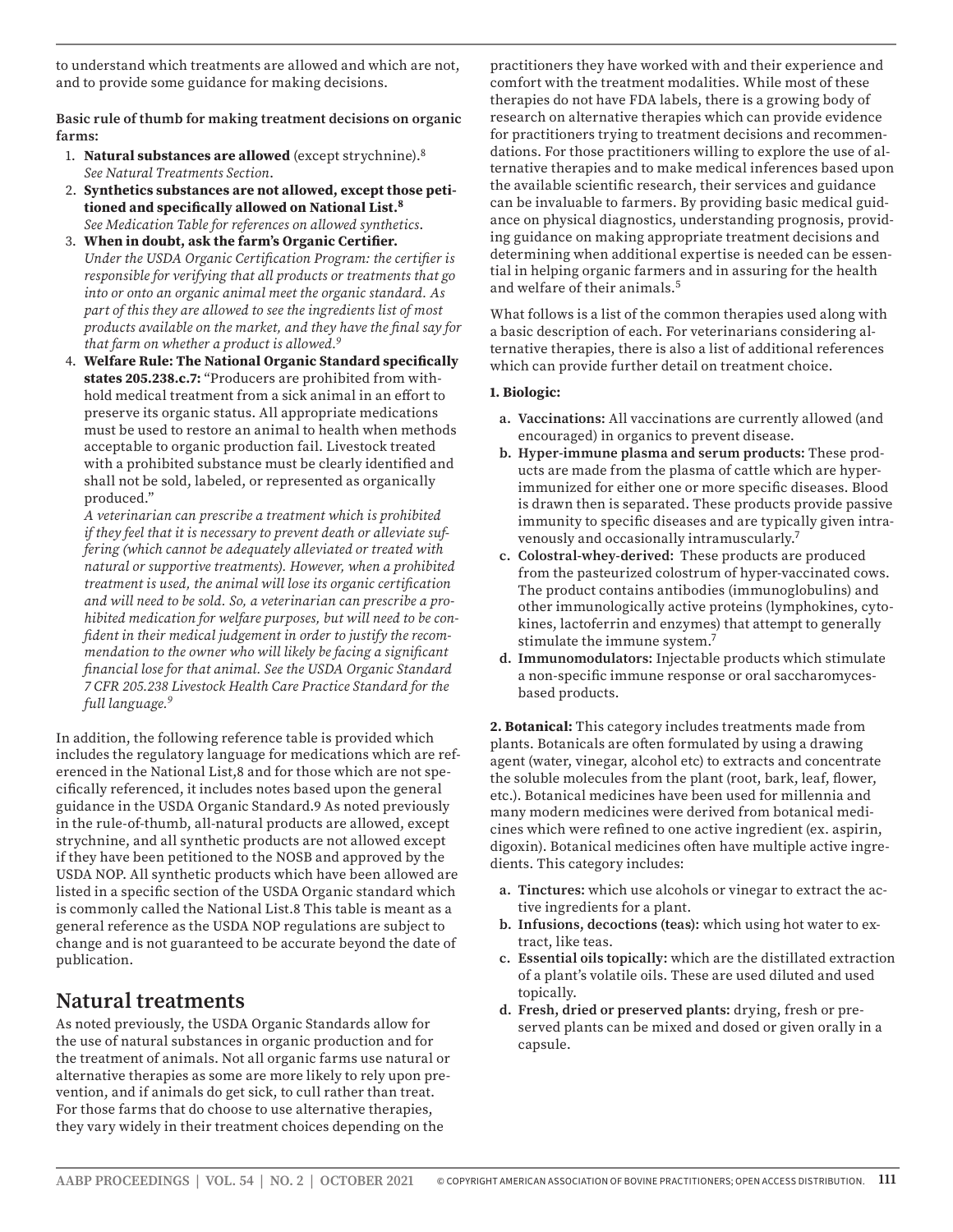to understand which treatments are allowed and which are not, and to provide some guidance for making decisions.

**Basic rule of thumb for making treatment decisions on organic farms:**

1. **Natural substances are allowed** (except strychnine).[8] *See Natural Treatments Section.*
2. **Synthetics substances are not allowed, except those petitioned and specifically allowed on National List.[8]** *See Medication Table for references on allowed synthetics.*
3. **When in doubt, ask the farm's Organic Certifier.** *Under the USDA Organic Certification Program: the certifier is responsible for verifying that all products or treatments that go into or onto an organic animal meet the organic standard. As part of this they are allowed to see the ingredients list of most products available on the market, and they have the final say for that farm on whether a product is allowed.[9]*
4. **Welfare Rule: The National Organic Standard specifically states 205.238.c.7:** "Producers are prohibited from withhold medical treatment from a sick animal in an effort to preserve its organic status. All appropriate medications must be used to restore an animal to health when methods acceptable to organic production fail. Livestock treated with a prohibited substance must be clearly identified and shall not be sold, labeled, or represented as organically produced."
*A veterinarian can prescribe a treatment which is prohibited if they feel that it is necessary to prevent death or alleviate suffering (which cannot be adequately alleviated or treated with natural or supportive treatments). However, when a prohibited treatment is used, the animal will lose its organic certification and will need to be sold. So, a veterinarian can prescribe a prohibited medication for welfare purposes, but will need to be confident in their medical judgement in order to justify the recommendation to the owner who will likely be facing a significant financial lose for that animal. See the USDA Organic Standard 7 CFR 205.238 Livestock Health Care Practice Standard for the full language.[9]*

In addition, the following reference table is provided which includes the regulatory language for medications which are referenced in the National List,8 and for those which are not specifically referenced, it includes notes based upon the general guidance in the USDA Organic Standard.9 As noted previously in the rule-of-thumb, all-natural products are allowed, except strychnine, and all synthetic products are not allowed except if they have been petitioned to the NOSB and approved by the USDA NOP. All synthetic products which have been allowed are listed in a specific section of the USDA Organic standard which is commonly called the National List.8 This table is meant as a general reference as the USDA NOP regulations are subject to change and is not guaranteed to be accurate beyond the date of publication.

## Natural treatments

As noted previously, the USDA Organic Standards allow for the use of natural substances in organic production and for the treatment of animals. Not all organic farms use natural or alternative therapies as some are more likely to rely upon prevention, and if animals do get sick, to cull rather than treat. For those farms that do choose to use alternative therapies, they vary widely in their treatment choices depending on the practitioners they have worked with and their experience and comfort with the treatment modalities. While most of these therapies do not have FDA labels, there is a growing body of research on alternative therapies which can provide evidence for practitioners trying to treatment decisions and recommendations. For those practitioners willing to explore the use of alternative therapies and to make medical inferences based upon the available scientific research, their services and guidance can be invaluable to farmers. By providing basic medical guidance on physical diagnostics, understanding prognosis, providing guidance on making appropriate treatment decisions and determining when additional expertise is needed can be essential in helping organic farmers and in assuring for the health and welfare of their animals.[5]

What follows is a list of the common therapies used along with a basic description of each. For veterinarians considering alternative therapies, there is also a list of additional references which can provide further detail on treatment choice.

**1. Biologic:**

- **a. Vaccinations:** All vaccinations are currently allowed (and encouraged) in organics to prevent disease.
- **b. Hyper-immune plasma and serum products:** These products are made from the plasma of cattle which are hyperimmunized for either one or more specific diseases. Blood is drawn then is separated. These products provide passive immunity to specific diseases and are typically given intravenously and occasionally intramuscularly.[7]
- **c. Colostral-whey-derived:** These products are produced from the pasteurized colostrum of hyper-vaccinated cows. The product contains antibodies (immunoglobulins) and other immunologically active proteins (lymphokines, cytokines, lactoferrin and enzymes) that attempt to generally stimulate the immune system.[7]
- **d. Immunomodulators:** Injectable products which stimulate a non-specific immune response or oral saccharomyces-based products.

**2. Botanical:** This category includes treatments made from plants. Botanicals are often formulated by using a drawing agent (water, vinegar, alcohol etc) to extracts and concentrate the soluble molecules from the plant (root, bark, leaf, flower, etc.). Botanical medicines have been used for millennia and many modern medicines were derived from botanical medicines which were refined to one active ingredient (ex. aspirin, digoxin). Botanical medicines often have multiple active ingredients. This category includes:

- **a. Tinctures:** which use alcohols or vinegar to extract the active ingredients for a plant.
- **b. Infusions, decoctions (teas):** which using hot water to extract, like teas.
- **c. Essential oils topically:** which are the distillated extraction of a plant's volatile oils. These are used diluted and used topically.
- **d. Fresh, dried or preserved plants:** drying, fresh or preserved plants can be mixed and dosed or given orally in a capsule.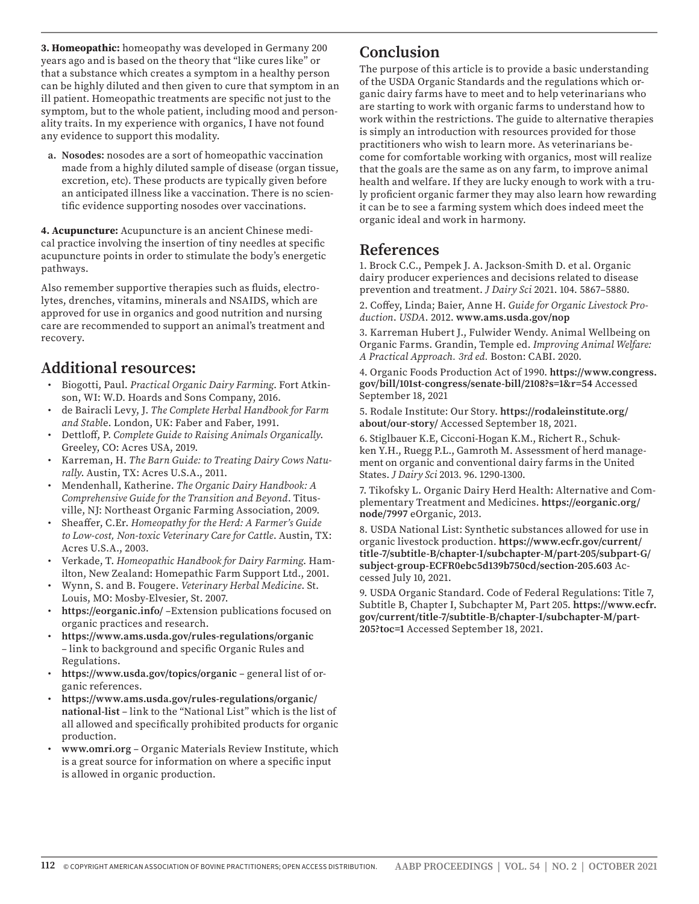**3. Homeopathic:** homeopathy was developed in Germany 200 years ago and is based on the theory that "like cures like" or that a substance which creates a symptom in a healthy person can be highly diluted and then given to cure that symptom in an ill patient. Homeopathic treatments are specific not just to the symptom, but to the whole patient, including mood and personality traits. In my experience with organics, I have not found any evidence to support this modality.

a. **Nosodes:** nosodes are a sort of homeopathic vaccination made from a highly diluted sample of disease (organ tissue, excretion, etc). These products are typically given before an anticipated illness like a vaccination. There is no scientific evidence supporting nosodes over vaccinations.

**4. Acupuncture:** Acupuncture is an ancient Chinese medical practice involving the insertion of tiny needles at specific acupuncture points in order to stimulate the body's energetic pathways.

Also remember supportive therapies such as fluids, electrolytes, drenches, vitamins, minerals and NSAIDS, which are approved for use in organics and good nutrition and nursing care are recommended to support an animal's treatment and recovery.

## Additional resources:

- Biogotti, Paul. *Practical Organic Dairy Farming*. Fort Atkinson, WI: W.D. Hoards and Sons Company, 2016.
- de Bairacli Levy, J. *The Complete Herbal Handbook for Farm and Stabl*e. London, UK: Faber and Faber, 1991.
- Dettloff, P. *Complete Guide to Raising Animals Organically*. Greeley, CO: Acres USA, 2019.
- Karreman, H. *The Barn Guide: to Treating Dairy Cows Naturally*. Austin, TX: Acres U.S.A., 2011.
- Mendenhall, Katherine. *The Organic Dairy Handbook: A Comprehensive Guide for the Transition and Beyond*. Titusville, NJ: Northeast Organic Farming Association, 2009.
- Sheaffer, C.Er. *Homeopathy for the Herd: A Farmer's Guide to Low-cost, Non-toxic Veterinary Care for Cattle*. Austin, TX: Acres U.S.A., 2003.
- Verkade, T. *Homeopathic Handbook for Dairy Farming*. Hamilton, New Zealand: Homepathic Farm Support Ltd., 2001.
- Wynn, S. and B. Fougere. *Veterinary Herbal Medicine*. St. Louis, MO: Mosby-Elvesier, St. 2007.
- **https://eorganic.info/** –Extension publications focused on organic practices and research.
- **https://www.ams.usda.gov/rules-regulations/organic** – link to background and specific Organic Rules and Regulations.
- **https://www.usda.gov/topics/organic** – general list of organic references.
- **https://www.ams.usda.gov/rules-regulations/organic/national-list** – link to the "National List" which is the list of all allowed and specifically prohibited products for organic production.
- **www.omri.org** – Organic Materials Review Institute, which is a great source for information on where a specific input is allowed in organic production.

## Conclusion

The purpose of this article is to provide a basic understanding of the USDA Organic Standards and the regulations which organic dairy farms have to meet and to help veterinarians who are starting to work with organic farms to understand how to work within the restrictions. The guide to alternative therapies is simply an introduction with resources provided for those practitioners who wish to learn more. As veterinarians become for comfortable working with organics, most will realize that the goals are the same as on any farm, to improve animal health and welfare. If they are lucky enough to work with a truly proficient organic farmer they may also learn how rewarding it can be to see a farming system which does indeed meet the organic ideal and work in harmony.

## References

1. Brock C.C., Pempek J. A. Jackson-Smith D. et al. Organic dairy producer experiences and decisions related to disease prevention and treatment. *J Dairy Sci* 2021. 104. 5867–5880.

2. Coffey, Linda; Baier, Anne H. *Guide for Organic Livestock Production*. *USDA*. 2012. **www.ams.usda.gov/nop**

3. Karreman Hubert J., Fulwider Wendy. Animal Wellbeing on Organic Farms. Grandin, Temple ed. *Improving Animal Welfare: A Practical Approach. 3rd ed.* Boston: CABI. 2020.

4. Organic Foods Production Act of 1990. **https://www.congress.gov/bill/101st-congress/senate-bill/2108?s=1&r=54** Accessed September 18, 2021

5. Rodale Institute: Our Story. **https://rodaleinstitute.org/about/our-story/** Accessed September 18, 2021.

6. Stiglbauer K.E, Cicconi-Hogan K.M., Richert R., Schukken Y.H., Ruegg P.L., Gamroth M. Assessment of herd management on organic and conventional dairy farms in the United States. *J Dairy Sci* 2013. 96. 1290-1300.

7. Tikofsky L. Organic Dairy Herd Health: Alternative and Complementary Treatment and Medicines. **https://eorganic.org/node/7997** eOrganic, 2013.

8. USDA National List: Synthetic substances allowed for use in organic livestock production. **https://www.ecfr.gov/current/title-7/subtitle-B/chapter-I/subchapter-M/part-205/subpart-G/subject-group-ECFR0ebc5d139b750cd/section-205.603** Accessed July 10, 2021.

9. USDA Organic Standard. Code of Federal Regulations: Title 7, Subtitle B, Chapter I, Subchapter M, Part 205. **https://www.ecfr.gov/current/title-7/subtitle-B/chapter-I/subchapter-M/part-205?toc=1** Accessed September 18, 2021.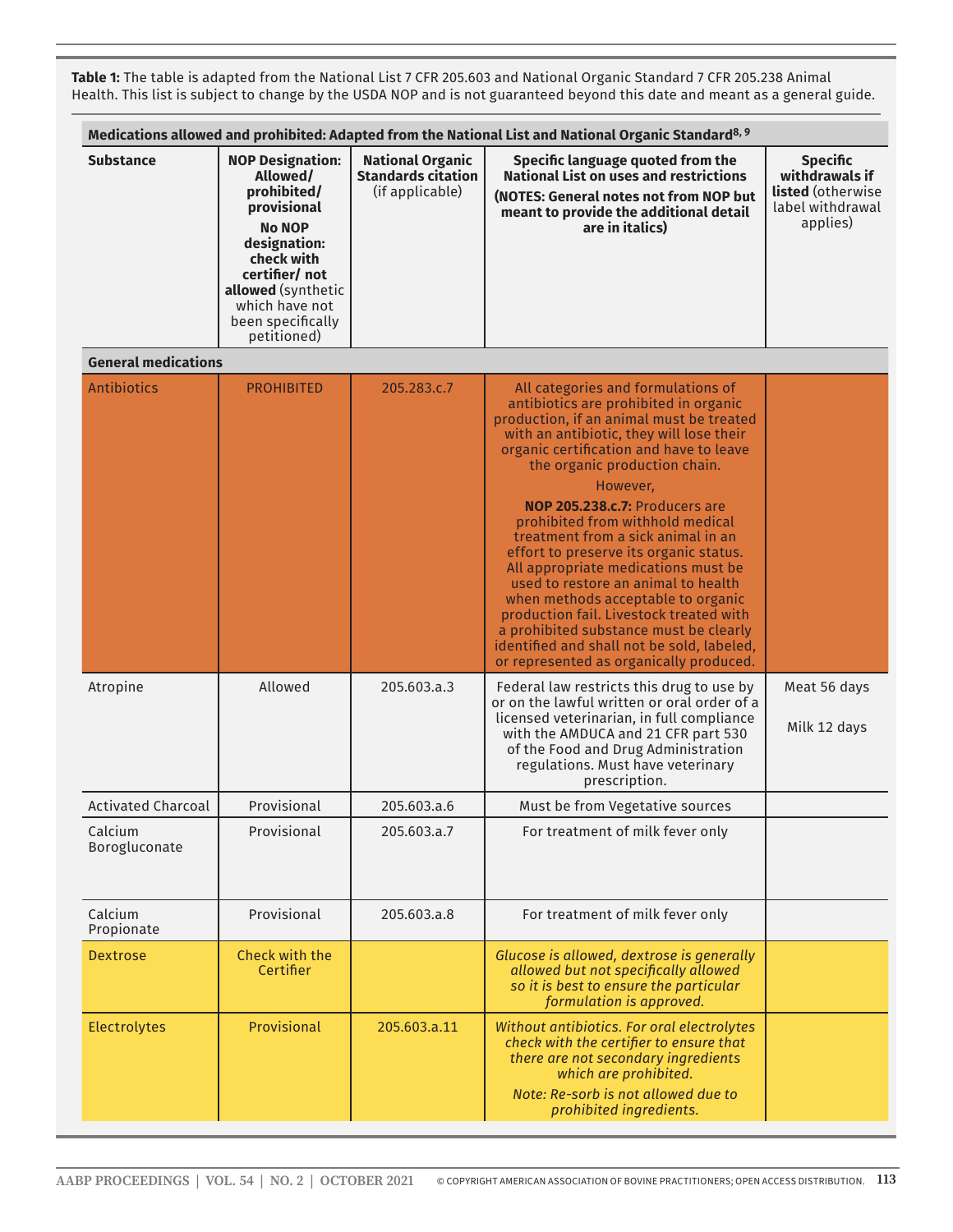**Table 1:** The table is adapted from the National List 7 CFR 205.603 and National Organic Standard 7 CFR 205.238 Animal Health. This list is subject to change by the USDA NOP and is not guaranteed beyond this date and meant as a general guide.

| **Medications allowed and prohibited: Adapted from the National List and National Organic Standard[8, 9]** | | | | |
|---|---|---|---|---|
| **Substance** | **NOP Designation: Allowed/ prohibited/ provisional** **No NOP designation: check with certifier/ not allowed** (synthetic which have not been specifically petitioned) | **National Organic Standards citation** (if applicable) | **Specific language quoted from the National List on uses and restrictions** **(NOTES: General notes not from NOP but meant to provide the additional detail are in italics)** | **Specific withdrawals if listed** (otherwise label withdrawal applies) |
| **General medications** | | | | |
| Antibiotics | PROHIBITED | 205.283.c.7 | All categories and formulations of antibiotics are prohibited in organic production, if an animal must be treated with an antibiotic, they will lose their organic certification and have to leave the organic production chain. However, **NOP 205.238.c.7:** Producers are prohibited from withhold medical treatment from a sick animal in an effort to preserve its organic status. All appropriate medications must be used to restore an animal to health when methods acceptable to organic production fail. Livestock treated with a prohibited substance must be clearly identified and shall not be sold, labeled, or represented as organically produced. | |
| Atropine | Allowed | 205.603.a.3 | Federal law restricts this drug to use by or on the lawful written or oral order of a licensed veterinarian, in full compliance with the AMDUCA and 21 CFR part 530 of the Food and Drug Administration regulations. Must have veterinary prescription. | Meat 56 days Milk 12 days |
| Activated Charcoal | Provisional | 205.603.a.6 | Must be from Vegetative sources | |
| Calcium Borogluconate | Provisional | 205.603.a.7 | For treatment of milk fever only | |
| Calcium Propionate | Provisional | 205.603.a.8 | For treatment of milk fever only | |
| Dextrose | Check with the Certifier | | *Glucose is allowed, dextrose is generally allowed but not specifically allowed so it is best to ensure the particular formulation is approved.* | |
| Electrolytes | Provisional | 205.603.a.11 | *Without antibiotics. For oral electrolytes check with the certifier to ensure that there are not secondary ingredients which are prohibited.* *Note: Re-sorb is not allowed due to prohibited ingredients.* | |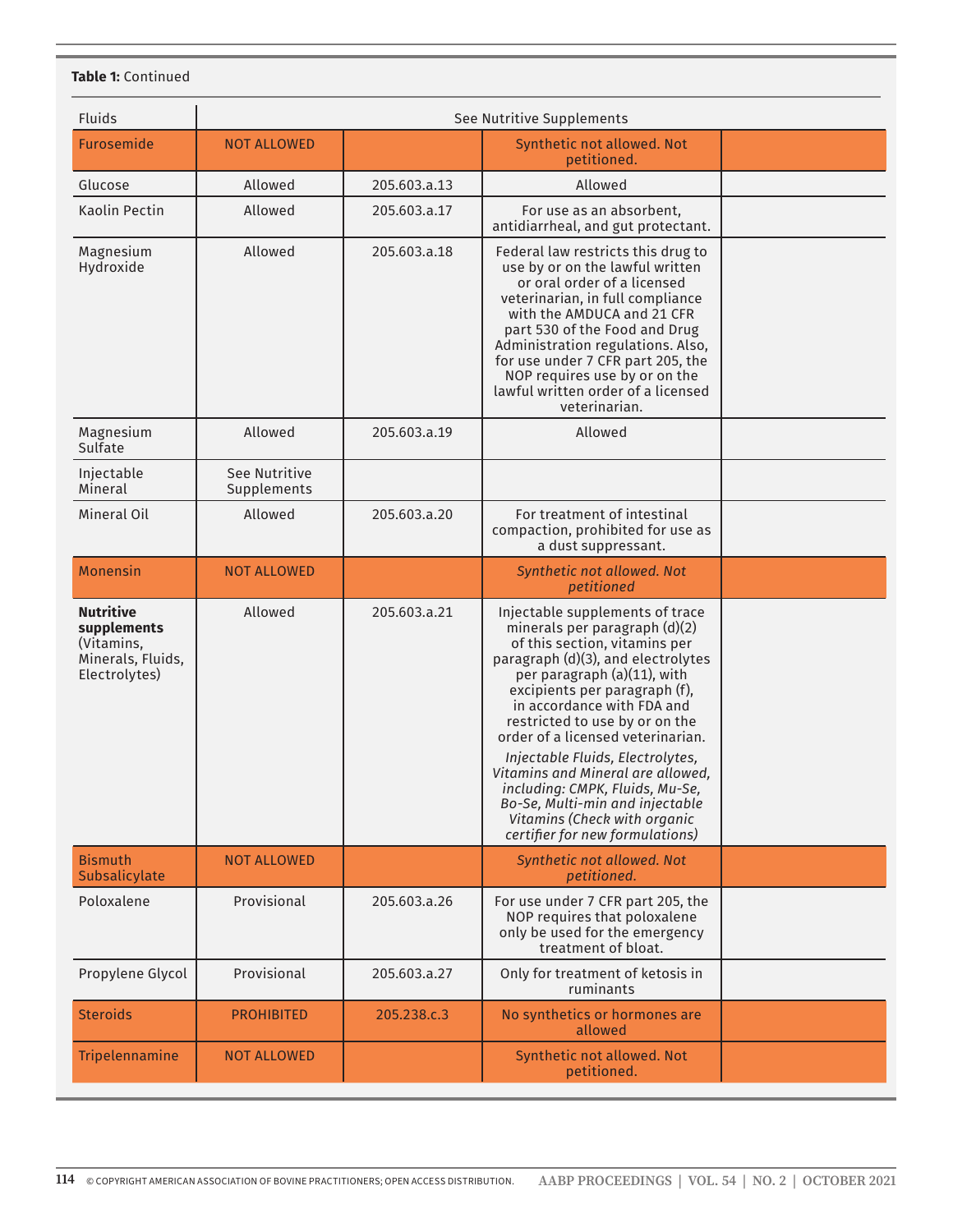**Table 1:** Continued

| | | | | |
|---|---|---|---|---|
| Fluids | See Nutritive Supplements | | | |
| Furosemide | NOT ALLOWED | | Synthetic not allowed. Not petitioned. | |
| Glucose | Allowed | 205.603.a.13 | Allowed | |
| Kaolin Pectin | Allowed | 205.603.a.17 | For use as an absorbent, antidiarrheal, and gut protectant. | |
| Magnesium Hydroxide | Allowed | 205.603.a.18 | Federal law restricts this drug to use by or on the lawful written or oral order of a licensed veterinarian, in full compliance with the AMDUCA and 21 CFR part 530 of the Food and Drug Administration regulations. Also, for use under 7 CFR part 205, the NOP requires use by or on the lawful written order of a licensed veterinarian. | |
| Magnesium Sulfate | Allowed | 205.603.a.19 | Allowed | |
| Injectable Mineral | See Nutritive Supplements | | | |
| Mineral Oil | Allowed | 205.603.a.20 | For treatment of intestinal compaction, prohibited for use as a dust suppressant. | |
| Monensin | NOT ALLOWED | | *Synthetic not allowed. Not petitioned* | |
| **Nutritive supplements** (Vitamins, Minerals, Fluids, Electrolytes) | Allowed | 205.603.a.21 | Injectable supplements of trace minerals per paragraph (d)(2) of this section, vitamins per paragraph (d)(3), and electrolytes per paragraph (a)(11), with excipients per paragraph (f), in accordance with FDA and restricted to use by or on the order of a licensed veterinarian. *Injectable Fluids, Electrolytes, Vitamins and Mineral are allowed, including: CMPK, Fluids, Mu-Se, Bo-Se, Multi-min and injectable Vitamins (Check with organic certifier for new formulations)* | |
| Bismuth Subsalicylate | NOT ALLOWED | | *Synthetic not allowed. Not petitioned.* | |
| Poloxalene | Provisional | 205.603.a.26 | For use under 7 CFR part 205, the NOP requires that poloxalene only be used for the emergency treatment of bloat. | |
| Propylene Glycol | Provisional | 205.603.a.27 | Only for treatment of ketosis in ruminants | |
| Steroids | PROHIBITED | 205.238.c.3 | No synthetics or hormones are allowed | |
| Tripelennamine | NOT ALLOWED | | Synthetic not allowed. Not petitioned. | |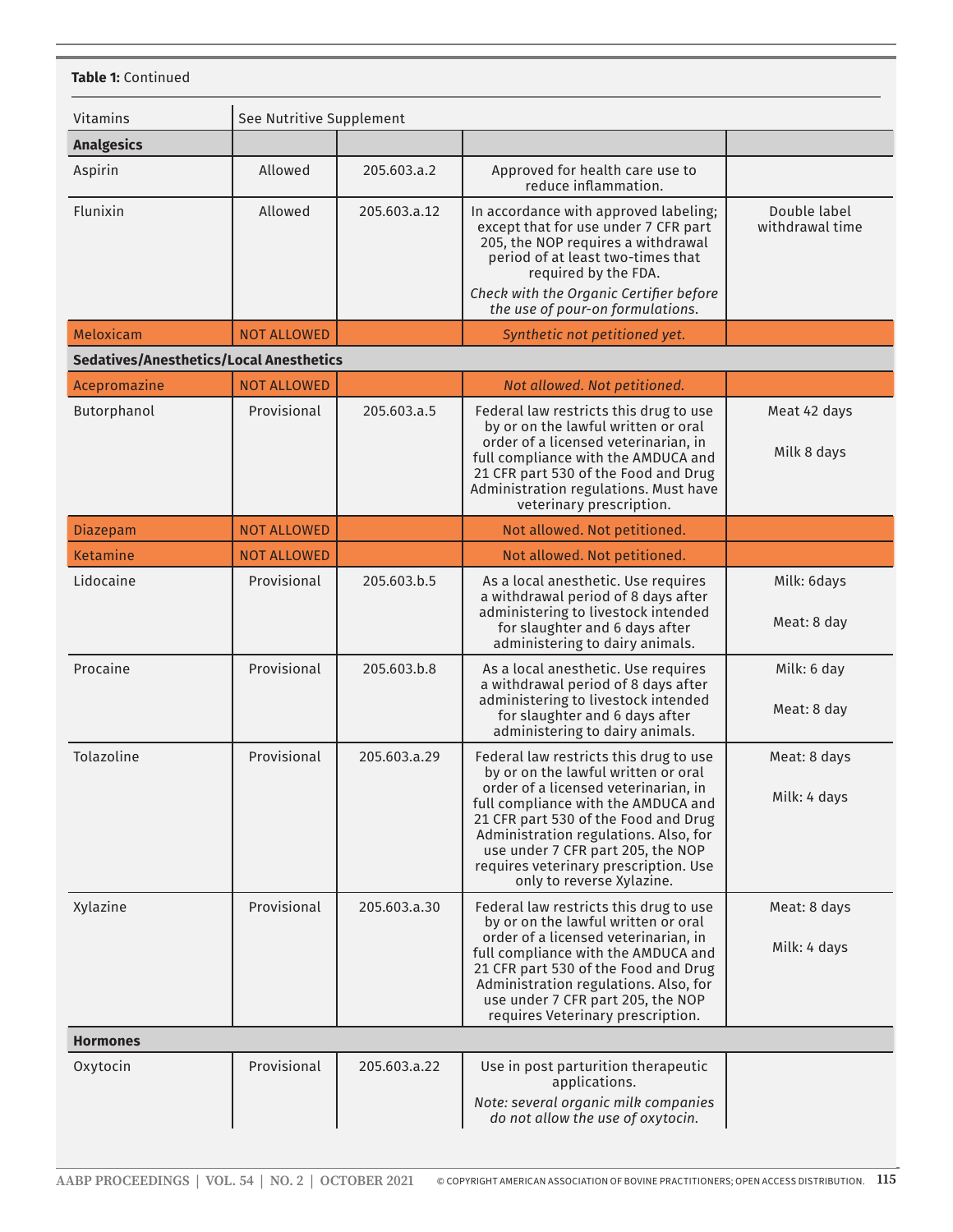**Table 1:** Continued

| Vitamins | See Nutritive Supplement | | | |
|---|---|---|---|---|
| **Analgesics** | | | | |
| Aspirin | Allowed | 205.603.a.2 | Approved for health care use to reduce inflammation. | |
| Flunixin | Allowed | 205.603.a.12 | In accordance with approved labeling; except that for use under 7 CFR part 205, the NOP requires a withdrawal period of at least two-times that required by the FDA. *Check with the Organic Certifier before the use of pour-on formulations.* | Double label withdrawal time |
| Meloxicam | NOT ALLOWED | | *Synthetic not petitioned yet.* | |
| **Sedatives/Anesthetics/Local Anesthetics** | | | | |
| Acepromazine | NOT ALLOWED | | *Not allowed. Not petitioned.* | |
| Butorphanol | Provisional | 205.603.a.5 | Federal law restricts this drug to use by or on the lawful written or oral order of a licensed veterinarian, in full compliance with the AMDUCA and 21 CFR part 530 of the Food and Drug Administration regulations. Must have veterinary prescription. | Meat 42 days<br>Milk 8 days |
| Diazepam | NOT ALLOWED | | Not allowed. Not petitioned. | |
| Ketamine | NOT ALLOWED | | Not allowed. Not petitioned. | |
| Lidocaine | Provisional | 205.603.b.5 | As a local anesthetic. Use requires a withdrawal period of 8 days after administering to livestock intended for slaughter and 6 days after administering to dairy animals. | Milk: 6days<br>Meat: 8 day |
| Procaine | Provisional | 205.603.b.8 | As a local anesthetic. Use requires a withdrawal period of 8 days after administering to livestock intended for slaughter and 6 days after administering to dairy animals. | Milk: 6 day<br>Meat: 8 day |
| Tolazoline | Provisional | 205.603.a.29 | Federal law restricts this drug to use by or on the lawful written or oral order of a licensed veterinarian, in full compliance with the AMDUCA and 21 CFR part 530 of the Food and Drug Administration regulations. Also, for use under 7 CFR part 205, the NOP requires veterinary prescription. Use only to reverse Xylazine. | Meat: 8 days<br>Milk: 4 days |
| Xylazine | Provisional | 205.603.a.30 | Federal law restricts this drug to use by or on the lawful written or oral order of a licensed veterinarian, in full compliance with the AMDUCA and 21 CFR part 530 of the Food and Drug Administration regulations. Also, for use under 7 CFR part 205, the NOP requires Veterinary prescription. | Meat: 8 days<br>Milk: 4 days |
| **Hormones** | | | | |
| Oxytocin | Provisional | 205.603.a.22 | Use in post parturition therapeutic applications. *Note: several organic milk companies do not allow the use of oxytocin.* | |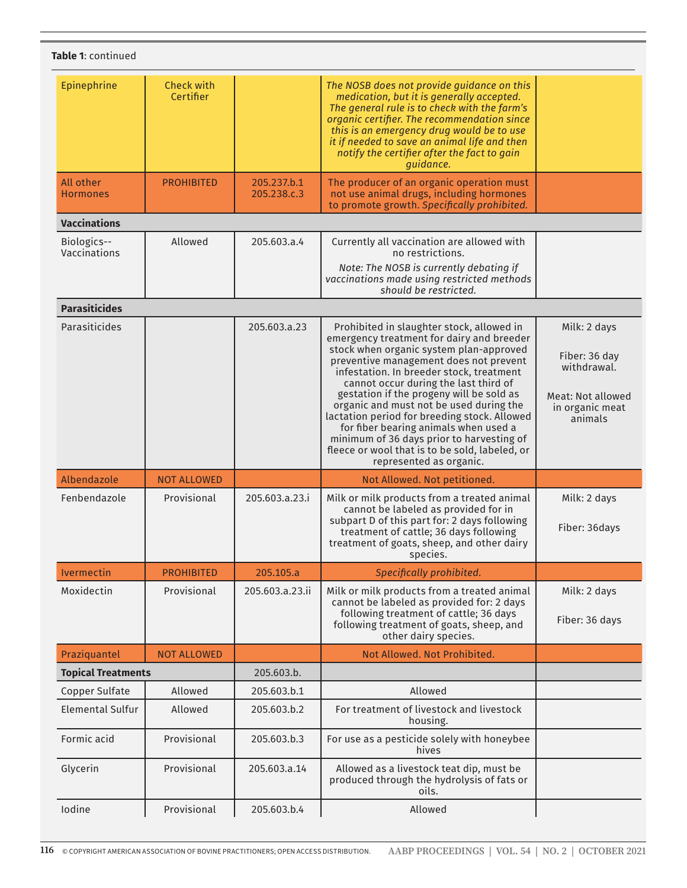**Table 1**: continued

| | | | | |
|---|---|---|---|---|
| Epinephrine | Check with Certifier | | *The NOSB does not provide guidance on this medication, but it is generally accepted. The general rule is to check with the farm's organic certifier. The recommendation since this is an emergency drug would be to use it if needed to save an animal life and then notify the certifier after the fact to gain guidance.* | |
| All other Hormones | PROHIBITED | 205.237.b.1 205.238.c.3 | The producer of an organic operation must not use animal drugs, including hormones to promote growth. *Specifically prohibited.* | |
| **Vaccinations** | | | | |
| Biologics--Vaccinations | Allowed | 205.603.a.4 | Currently all vaccination are allowed with no restrictions. *Note: The NOSB is currently debating if vaccinations made using restricted methods should be restricted.* | |
| **Parasiticides** | | | | |
| Parasiticides | | 205.603.a.23 | Prohibited in slaughter stock, allowed in emergency treatment for dairy and breeder stock when organic system plan-approved preventive management does not prevent infestation. In breeder stock, treatment cannot occur during the last third of gestation if the progeny will be sold as organic and must not be used during the lactation period for breeding stock. Allowed for fiber bearing animals when used a minimum of 36 days prior to harvesting of fleece or wool that is to be sold, labeled, or represented as organic. | Milk: 2 days Fiber: 36 day withdrawal. Meat: Not allowed in organic meat animals |
| Albendazole | NOT ALLOWED | | Not Allowed. Not petitioned. | |
| Fenbendazole | Provisional | 205.603.a.23.i | Milk or milk products from a treated animal cannot be labeled as provided for in subpart D of this part for: 2 days following treatment of cattle; 36 days following treatment of goats, sheep, and other dairy species. | Milk: 2 days Fiber: 36days |
| Ivermectin | PROHIBITED | 205.105.a | *Specifically prohibited.* | |
| Moxidectin | Provisional | 205.603.a.23.ii | Milk or milk products from a treated animal cannot be labeled as provided for: 2 days following treatment of cattle; 36 days following treatment of goats, sheep, and other dairy species. | Milk: 2 days Fiber: 36 days |
| Praziquantel | NOT ALLOWED | | Not Allowed. Not Prohibited. | |
| **Topical Treatments** | | 205.603.b. | | |
| Copper Sulfate | Allowed | 205.603.b.1 | Allowed | |
| Elemental Sulfur | Allowed | 205.603.b.2 | For treatment of livestock and livestock housing. | |
| Formic acid | Provisional | 205.603.b.3 | For use as a pesticide solely with honeybee hives | |
| Glycerin | Provisional | 205.603.a.14 | Allowed as a livestock teat dip, must be produced through the hydrolysis of fats or oils. | |
| Iodine | Provisional | 205.603.b.4 | Allowed | |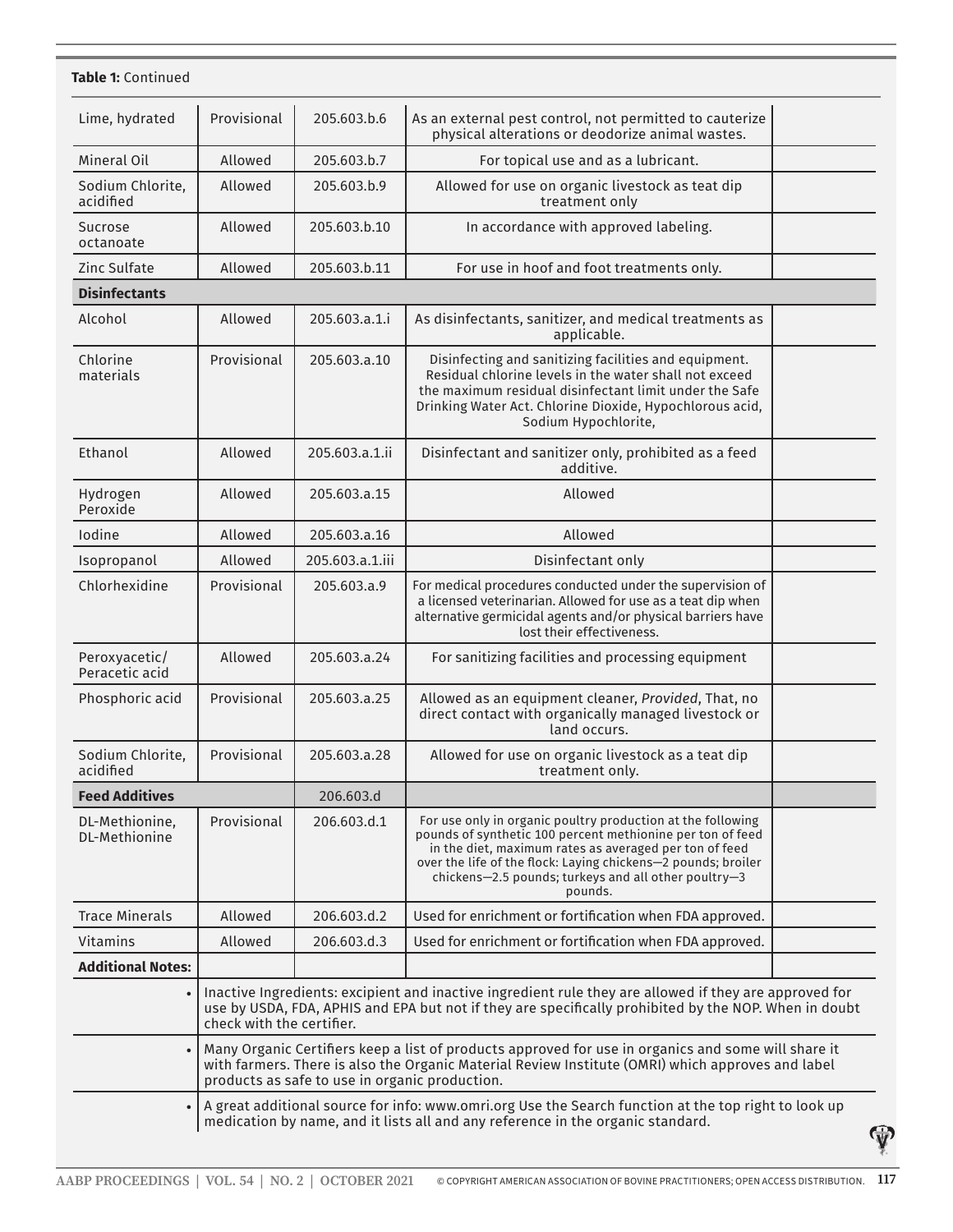**Table 1:** Continued

| | | | | |
|---|---|---|---|---|
| Lime, hydrated | Provisional | 205.603.b.6 | As an external pest control, not permitted to cauterize physical alterations or deodorize animal wastes. | |
| Mineral Oil | Allowed | 205.603.b.7 | For topical use and as a lubricant. | |
| Sodium Chlorite, acidified | Allowed | 205.603.b.9 | Allowed for use on organic livestock as teat dip treatment only | |
| Sucrose octanoate | Allowed | 205.603.b.10 | In accordance with approved labeling. | |
| Zinc Sulfate | Allowed | 205.603.b.11 | For use in hoof and foot treatments only. | |
| **Disinfectants** | | | | |
| Alcohol | Allowed | 205.603.a.1.i | As disinfectants, sanitizer, and medical treatments as applicable. | |
| Chlorine materials | Provisional | 205.603.a.10 | Disinfecting and sanitizing facilities and equipment. Residual chlorine levels in the water shall not exceed the maximum residual disinfectant limit under the Safe Drinking Water Act. Chlorine Dioxide, Hypochlorous acid, Sodium Hypochlorite, | |
| Ethanol | Allowed | 205.603.a.1.ii | Disinfectant and sanitizer only, prohibited as a feed additive. | |
| Hydrogen Peroxide | Allowed | 205.603.a.15 | Allowed | |
| Iodine | Allowed | 205.603.a.16 | Allowed | |
| Isopropanol | Allowed | 205.603.a.1.iii | Disinfectant only | |
| Chlorhexidine | Provisional | 205.603.a.9 | For medical procedures conducted under the supervision of a licensed veterinarian. Allowed for use as a teat dip when alternative germicidal agents and/or physical barriers have lost their effectiveness. | |
| Peroxyacetic/ Peracetic acid | Allowed | 205.603.a.24 | For sanitizing facilities and processing equipment | |
| Phosphoric acid | Provisional | 205.603.a.25 | Allowed as an equipment cleaner, *Provided*, That, no direct contact with organically managed livestock or land occurs. | |
| Sodium Chlorite, acidified | Provisional | 205.603.a.28 | Allowed for use on organic livestock as a teat dip treatment only. | |
| **Feed Additives** | | 206.603.d | | |
| DL-Methionine, DL-Methionine | Provisional | 206.603.d.1 | For use only in organic poultry production at the following pounds of synthetic 100 percent methionine per ton of feed in the diet, maximum rates as averaged per ton of feed over the life of the flock: Laying chickens—2 pounds; broiler chickens—2.5 pounds; turkeys and all other poultry—3 pounds. | |
| Trace Minerals | Allowed | 206.603.d.2 | Used for enrichment or fortification when FDA approved. | |
| Vitamins | Allowed | 206.603.d.3 | Used for enrichment or fortification when FDA approved. | |
| **Additional Notes:** | | | | |
| • | Inactive Ingredients: excipient and inactive ingredient rule they are allowed if they are approved for use by USDA, FDA, APHIS and EPA but not if they are specifically prohibited by the NOP. When in doubt check with the certifier. | | | |
| • | Many Organic Certifiers keep a list of products approved for use in organics and some will share it with farmers. There is also the Organic Material Review Institute (OMRI) which approves and label products as safe to use in organic production. | | | |
| • | A great additional source for info: www.omri.org Use the Search function at the top right to look up medication by name, and it lists all and any reference in the organic standard. | | | |

© COPYRIGHT AMERICAN ASSOCIATION OF BOVINE PRACTITIONERS; OPEN ACCESS DISTRIBUTION.